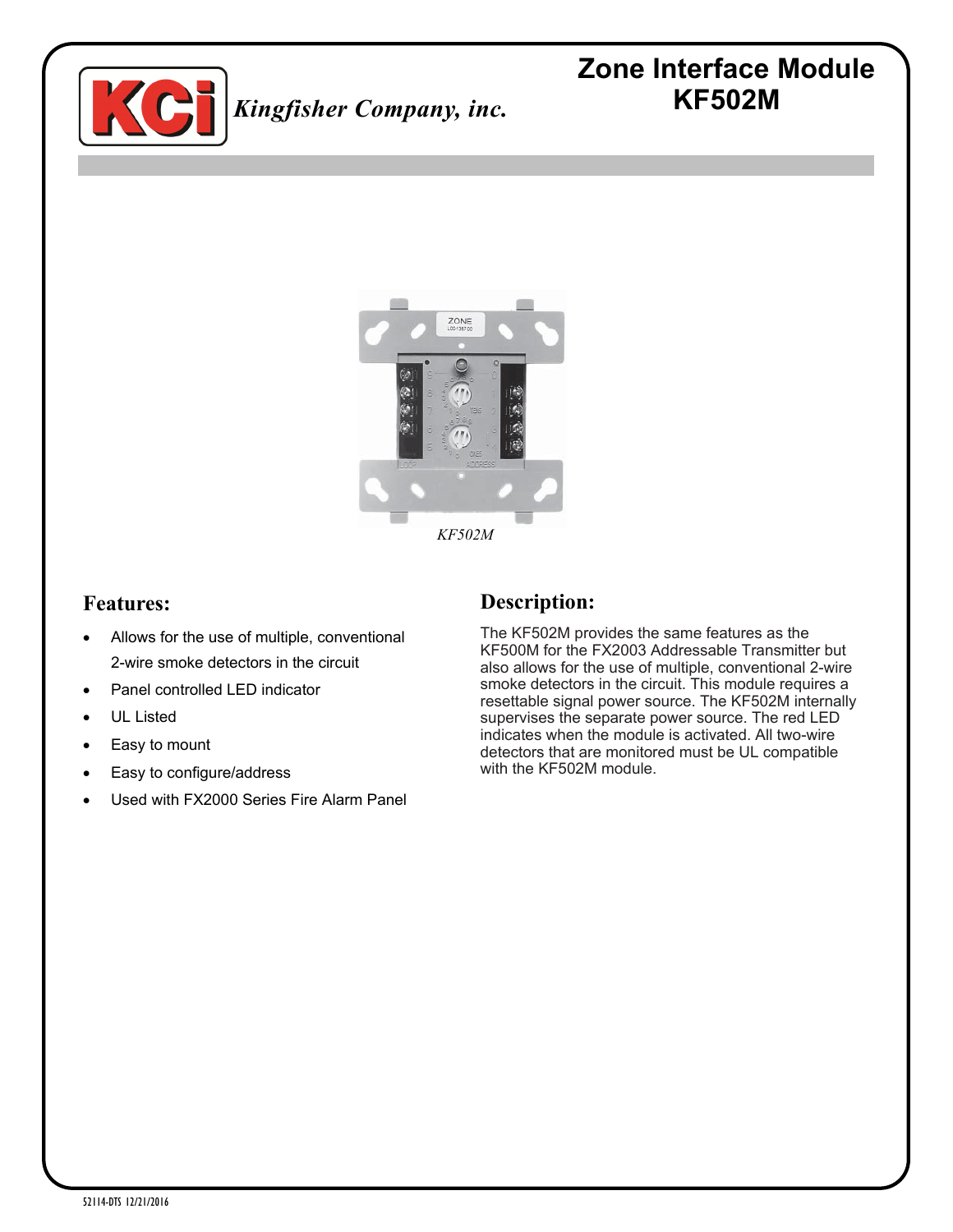Kingfisher Company, inc.

# Zone Interface Module KF502M

*KF502M*

## Features:

- Allows for the use of multiple, conventional 2-wire smoke detectors in the circuit
- Panel controlled LED indicator
- UL Listed
- Easy to mount
- Easy to configure/address
- Used with FX2000 Series Fire Alarm Panel

## Description:

The KF502M provides the same features as the KF500M for the FX2003 Addressable Transmitter but also allows for the use of multiple, conventional 2-wire smoke detectors in the circuit. This module requires a resettable signal power source. The KF502M internally supervises the separate power source. The red LED indicates when the module is activated. All two-wire detectors that are monitored must be UL compatible with the KF502M module.

52114-DTS 12/21/2016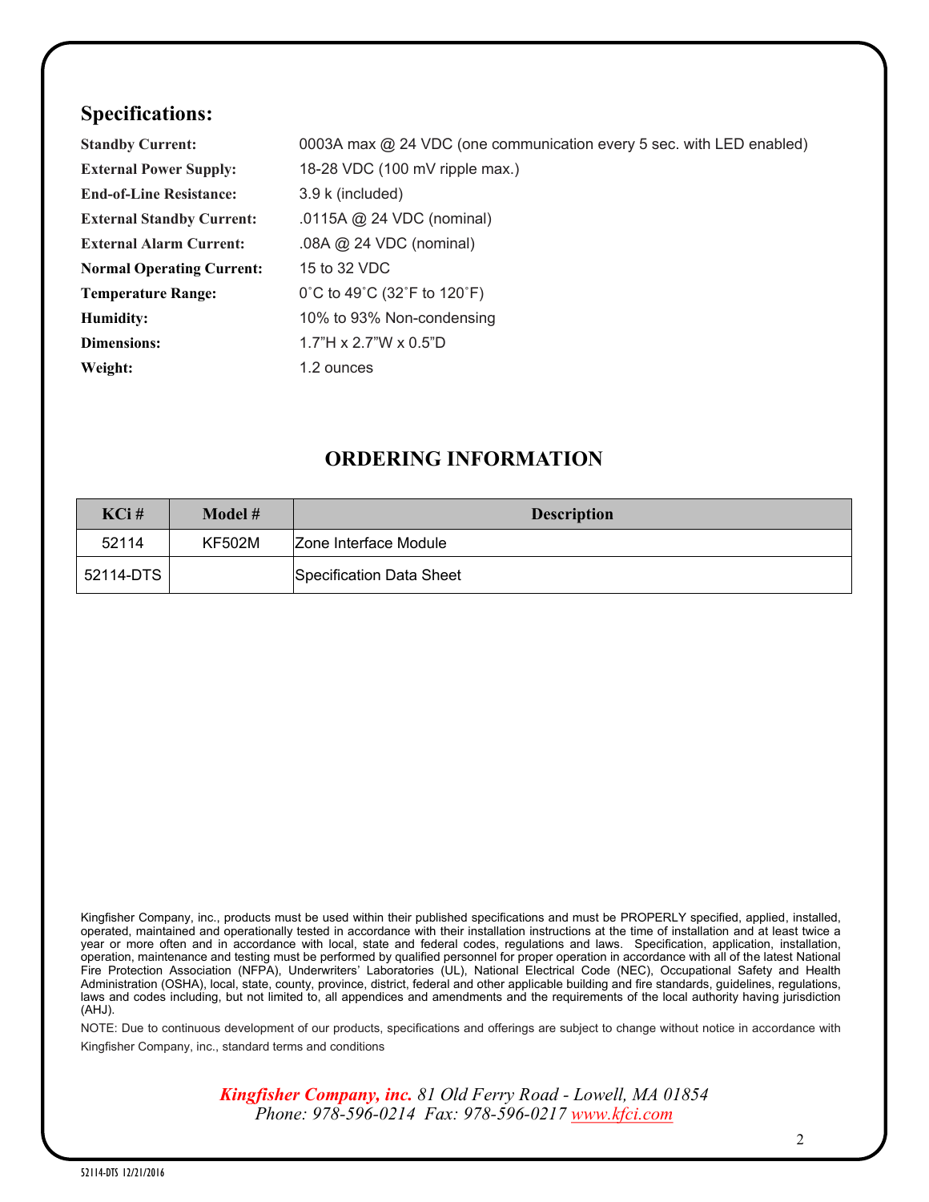## Specifications:

**Standby Current:** 0003A max @ 24 VDC (one communication every 5 sec. with LED enabled)

**External Power Supply:** 18-28 VDC (100 mV ripple max.)

**End-of-Line Resistance:** 3.9 k (included)

**External Standby Current:** .0115A @ 24 VDC (nominal)

**External Alarm Current:** .08A @ 24 VDC (nominal)

**Normal Operating Current:** 15 to 32 VDC

**Temperature Range:** 0˚C to 49˚C (32˚F to 120˚F)

**Humidity:** 10% to 93% Non-condensing

**Dimensions:** 1.7"H x 2.7"W x 0.5"D

**Weight:** 1.2 ounces

## ORDERING INFORMATION

| KCi # | Model # | Description |
|---|---|---|
| 52114 | KF502M | Zone Interface Module |
| 52114-DTS | | Specification Data Sheet |

Kingfisher Company, inc., products must be used within their published specifications and must be PROPERLY specified, applied, installed, operated, maintained and operationally tested in accordance with their installation instructions at the time of installation and at least twice a year or more often and in accordance with local, state and federal codes, regulations and laws. Specification, application, installation, operation, maintenance and testing must be performed by qualified personnel for proper operation in accordance with all of the latest National Fire Protection Association (NFPA), Underwriters' Laboratories (UL), National Electrical Code (NEC), Occupational Safety and Health Administration (OSHA), local, state, county, province, district, federal and other applicable building and fire standards, guidelines, regulations, laws and codes including, but not limited to, all appendices and amendments and the requirements of the local authority having jurisdiction (AHJ).

NOTE: Due to continuous development of our products, specifications and offerings are subject to change without notice in accordance with Kingfisher Company, inc., standard terms and conditions

***Kingfisher Company, inc.*** *81 Old Ferry Road - Lowell, MA 01854*
*Phone: 978-596-0214 Fax: 978-596-0217 www.kfci.com*

52114-DTS 12/21/2016